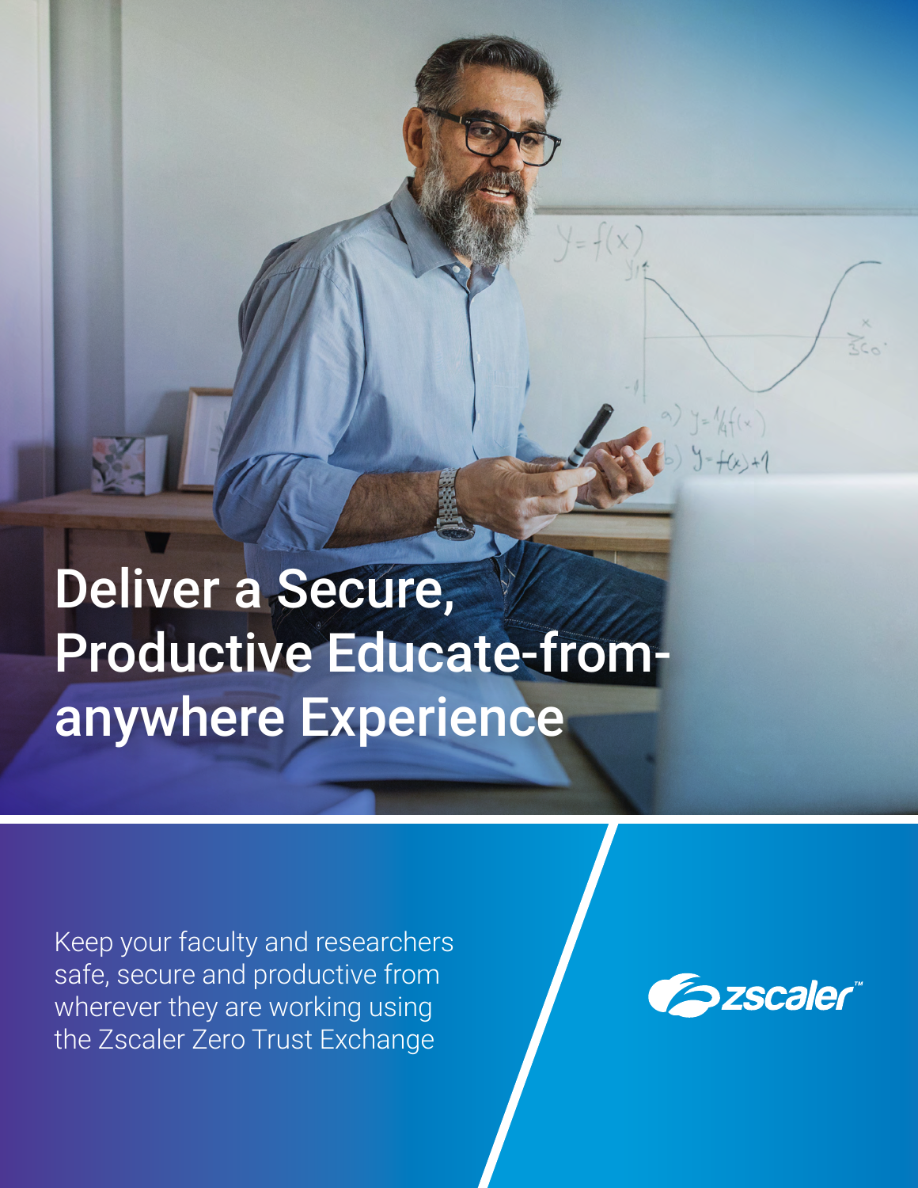# Deliver a Secure, Productive Educate-from-anywhere Experience

Keep your faculty and researchers safe, secure and productive from wherever they are working using the Zscaler Zero Trust Exchange

zscaler™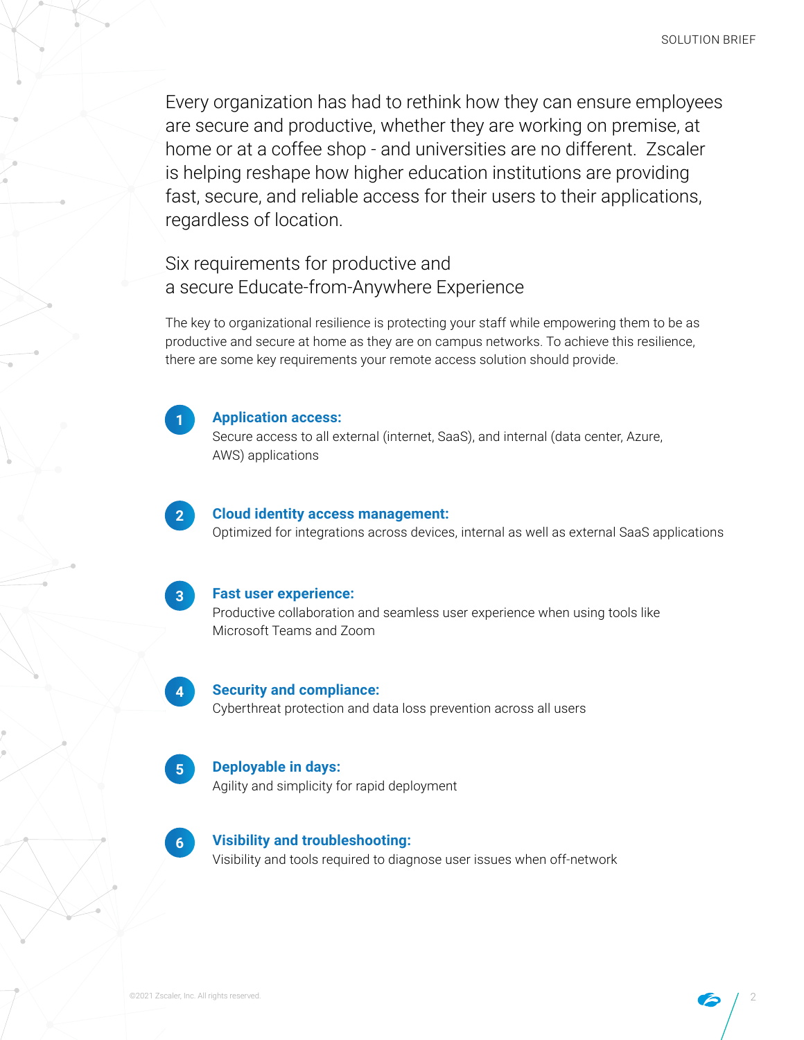Every organization has had to rethink how they can ensure employees are secure and productive, whether they are working on premise, at home or at a coffee shop - and universities are no different. Zscaler is helping reshape how higher education institutions are providing fast, secure, and reliable access for their users to their applications, regardless of location.

## Six requirements for productive and a secure Educate-from-Anywhere Experience

The key to organizational resilience is protecting your staff while empowering them to be as productive and secure at home as they are on campus networks. To achieve this resilience, there are some key requirements your remote access solution should provide.

1. **Application access:**
   Secure access to all external (internet, SaaS), and internal (data center, Azure, AWS) applications

2. **Cloud identity access management:**
   Optimized for integrations across devices, internal as well as external SaaS applications

3. **Fast user experience:**
   Productive collaboration and seamless user experience when using tools like Microsoft Teams and Zoom

4. **Security and compliance:**
   Cyberthreat protection and data loss prevention across all users

5. **Deployable in days:**
   Agility and simplicity for rapid deployment

6. **Visibility and troubleshooting:**
   Visibility and tools required to diagnose user issues when off-network

©2021 Zscaler, Inc. All rights reserved.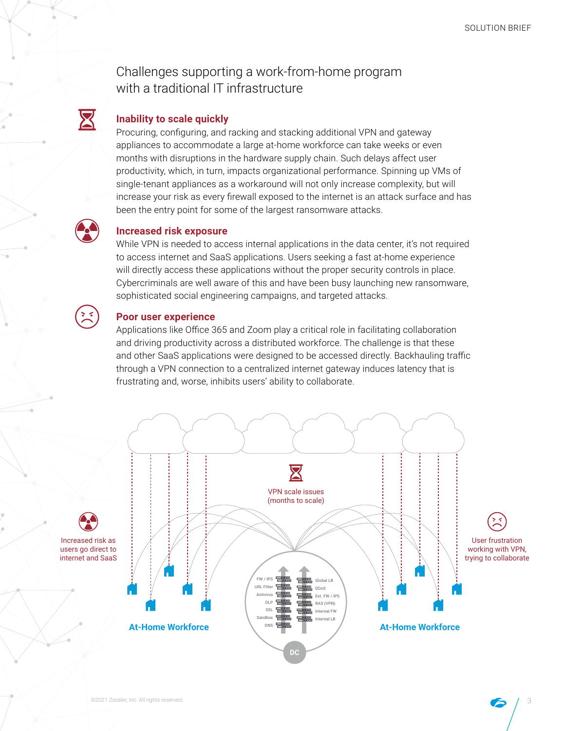## Challenges supporting a work-from-home program with a traditional IT infrastructure

### Inability to scale quickly

Procuring, configuring, and racking and stacking additional VPN and gateway appliances to accommodate a large at-home workforce can take weeks or even months with disruptions in the hardware supply chain. Such delays affect user productivity, which, in turn, impacts organizational performance. Spinning up VMs of single-tenant appliances as a workaround will not only increase complexity, but will increase your risk as every firewall exposed to the internet is an attack surface and has been the entry point for some of the largest ransomware attacks.

### Increased risk exposure

While VPN is needed to access internal applications in the data center, it's not required to access internet and SaaS applications. Users seeking a fast at-home experience will directly access these applications without the proper security controls in place. Cybercriminals are well aware of this and have been busy launching new ransomware, sophisticated social engineering campaigns, and targeted attacks.

### Poor user experience

Applications like Office 365 and Zoom play a critical role in facilitating collaboration and driving productivity across a distributed workforce. The challenge is that these and other SaaS applications were designed to be accessed directly. Backhauling traffic through a VPN connection to a centralized internet gateway induces latency that is frustrating and, worse, inhibits users' ability to collaborate.

VPN scale issues (months to scale)

Increased risk as users go direct to internet and SaaS

User frustration working with VPN, trying to collaborate

FW / IPS, URL Filter, Antivirus, DLP, SSL, Sandbox, DNS

Global LB, DDoS, Ext. FW / IPS, RAS (VPN), Internal FW, Internal LB

DC

At-Home Workforce

At-Home Workforce

©2021 Zscaler, Inc. All rights reserved.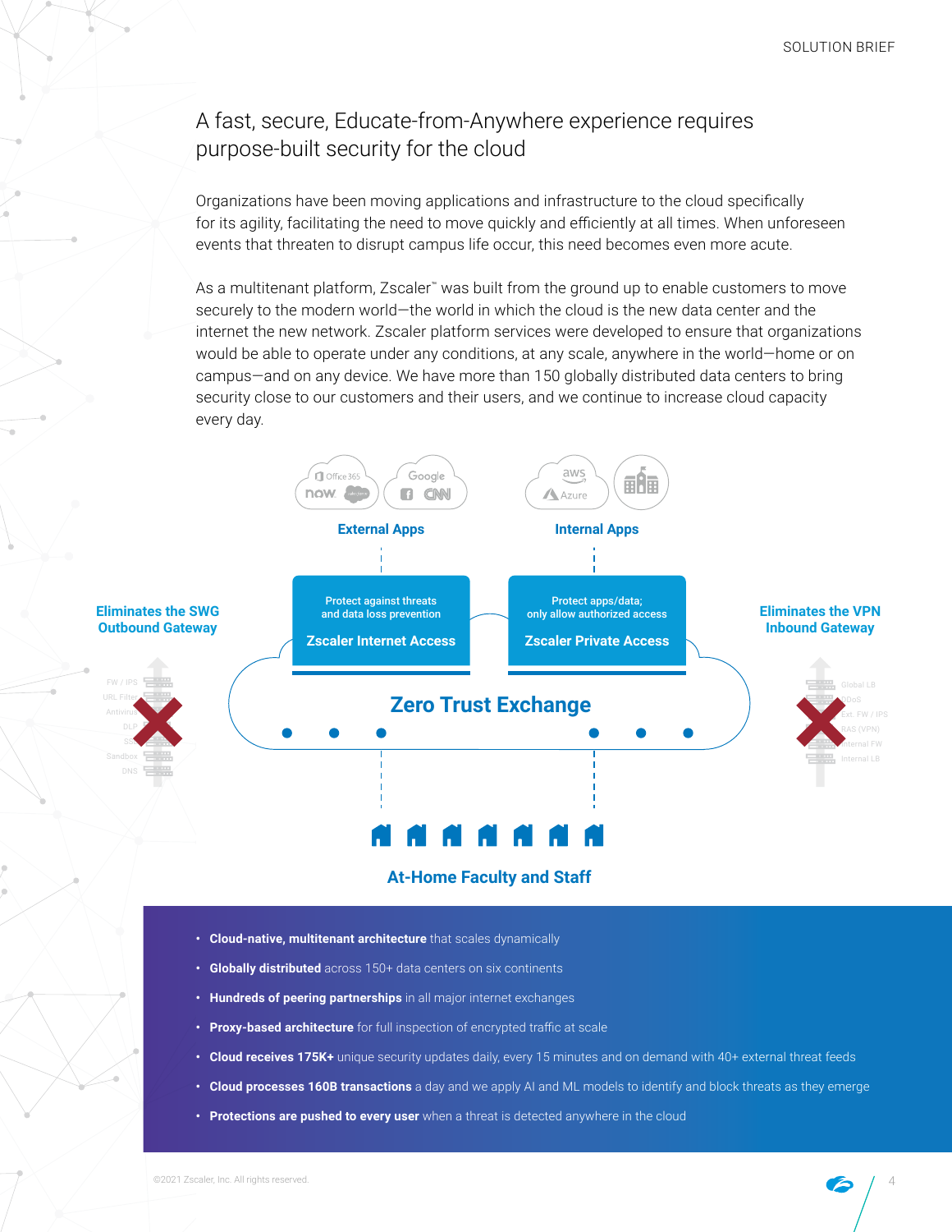## A fast, secure, Educate-from-Anywhere experience requires purpose-built security for the cloud

Organizations have been moving applications and infrastructure to the cloud specifically for its agility, facilitating the need to move quickly and efficiently at all times. When unforeseen events that threaten to disrupt campus life occur, this need becomes even more acute.

As a multitenant platform, Zscaler™ was built from the ground up to enable customers to move securely to the modern world—the world in which the cloud is the new data center and the internet the new network. Zscaler platform services were developed to ensure that organizations would be able to operate under any conditions, at any scale, anywhere in the world—home or on campus—and on any device. We have more than 150 globally distributed data centers to bring security close to our customers and their users, and we continue to increase cloud capacity every day.

External Apps

Internal Apps

Eliminates the SWG Outbound Gateway

Protect against threats and data loss prevention

**Zscaler Internet Access**

Protect apps/data; only allow authorized access

**Zscaler Private Access**

Eliminates the VPN Inbound Gateway

FW / IPS, URL Filter, Antivirus, DLP, SSL, Sandbox, DNS

**Zero Trust Exchange**

Global LB, DDoS, Ext. FW / IPS, RAS (VPN), Internal FW, Internal LB

At-Home Faculty and Staff

- **Cloud-native, multitenant architecture** that scales dynamically
- **Globally distributed** across 150+ data centers on six continents
- **Hundreds of peering partnerships** in all major internet exchanges
- **Proxy-based architecture** for full inspection of encrypted traffic at scale
- **Cloud receives 175K+** unique security updates daily, every 15 minutes and on demand with 40+ external threat feeds
- **Cloud processes 160B transactions** a day and we apply AI and ML models to identify and block threats as they emerge
- **Protections are pushed to every user** when a threat is detected anywhere in the cloud

©2021 Zscaler, Inc. All rights reserved.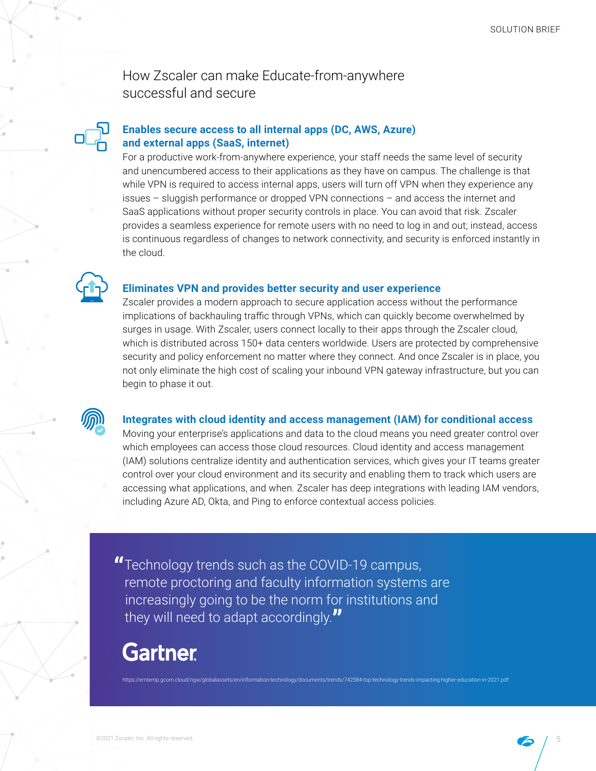## How Zscaler can make Educate-from-anywhere successful and secure

### Enables secure access to all internal apps (DC, AWS, Azure) and external apps (SaaS, internet)

For a productive work-from-anywhere experience, your staff needs the same level of security and unencumbered access to their applications as they have on campus. The challenge is that while VPN is required to access internal apps, users will turn off VPN when they experience any issues – sluggish performance or dropped VPN connections – and access the internet and SaaS applications without proper security controls in place. You can avoid that risk. Zscaler provides a seamless experience for remote users with no need to log in and out; instead, access is continuous regardless of changes to network connectivity, and security is enforced instantly in the cloud.

### Eliminates VPN and provides better security and user experience

Zscaler provides a modern approach to secure application access without the performance implications of backhauling traffic through VPNs, which can quickly become overwhelmed by surges in usage. With Zscaler, users connect locally to their apps through the Zscaler cloud, which is distributed across 150+ data centers worldwide. Users are protected by comprehensive security and policy enforcement no matter where they connect. And once Zscaler is in place, you not only eliminate the high cost of scaling your inbound VPN gateway infrastructure, but you can begin to phase it out.

### Integrates with cloud identity and access management (IAM) for conditional access

Moving your enterprise's applications and data to the cloud means you need greater control over which employees can access those cloud resources. Cloud identity and access management (IAM) solutions centralize identity and authentication services, which gives your IT teams greater control over your cloud environment and its security and enabling them to track which users are accessing what applications, and when. Zscaler has deep integrations with leading IAM vendors, including Azure AD, Okta, and Ping to enforce contextual access policies.

> "Technology trends such as the COVID-19 campus, remote proctoring and faculty information systems are increasingly going to be the norm for institutions and they will need to adapt accordingly."
>
> **Gartner**

https://emtemp.gcom.cloud/ngw/globalassets/en/information-technology/documents/trends/742584-top-technology-trends-impacting-higher-education-in-2021.pdf

©2021 Zscaler, Inc. All rights reserved.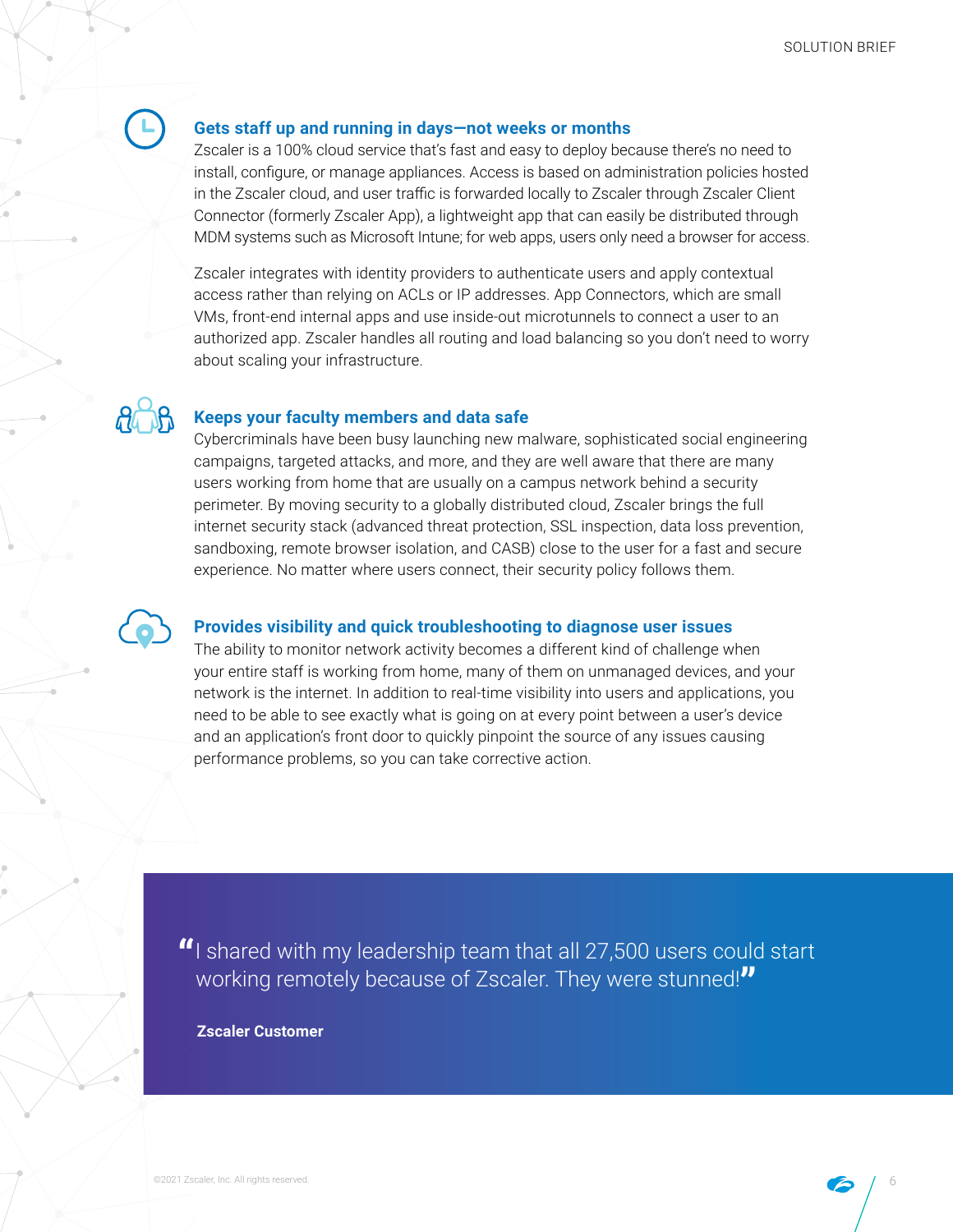### Gets staff up and running in days—not weeks or months

Zscaler is a 100% cloud service that's fast and easy to deploy because there's no need to install, configure, or manage appliances. Access is based on administration policies hosted in the Zscaler cloud, and user traffic is forwarded locally to Zscaler through Zscaler Client Connector (formerly Zscaler App), a lightweight app that can easily be distributed through MDM systems such as Microsoft Intune; for web apps, users only need a browser for access.

Zscaler integrates with identity providers to authenticate users and apply contextual access rather than relying on ACLs or IP addresses. App Connectors, which are small VMs, front-end internal apps and use inside-out microtunnels to connect a user to an authorized app. Zscaler handles all routing and load balancing so you don't need to worry about scaling your infrastructure.

### Keeps your faculty members and data safe

Cybercriminals have been busy launching new malware, sophisticated social engineering campaigns, targeted attacks, and more, and they are well aware that there are many users working from home that are usually on a campus network behind a security perimeter. By moving security to a globally distributed cloud, Zscaler brings the full internet security stack (advanced threat protection, SSL inspection, data loss prevention, sandboxing, remote browser isolation, and CASB) close to the user for a fast and secure experience. No matter where users connect, their security policy follows them.

### Provides visibility and quick troubleshooting to diagnose user issues

The ability to monitor network activity becomes a different kind of challenge when your entire staff is working from home, many of them on unmanaged devices, and your network is the internet. In addition to real-time visibility into users and applications, you need to be able to see exactly what is going on at every point between a user's device and an application's front door to quickly pinpoint the source of any issues causing performance problems, so you can take corrective action.

> "I shared with my leadership team that all 27,500 users could start working remotely because of Zscaler. They were stunned!"
>
> **Zscaler Customer**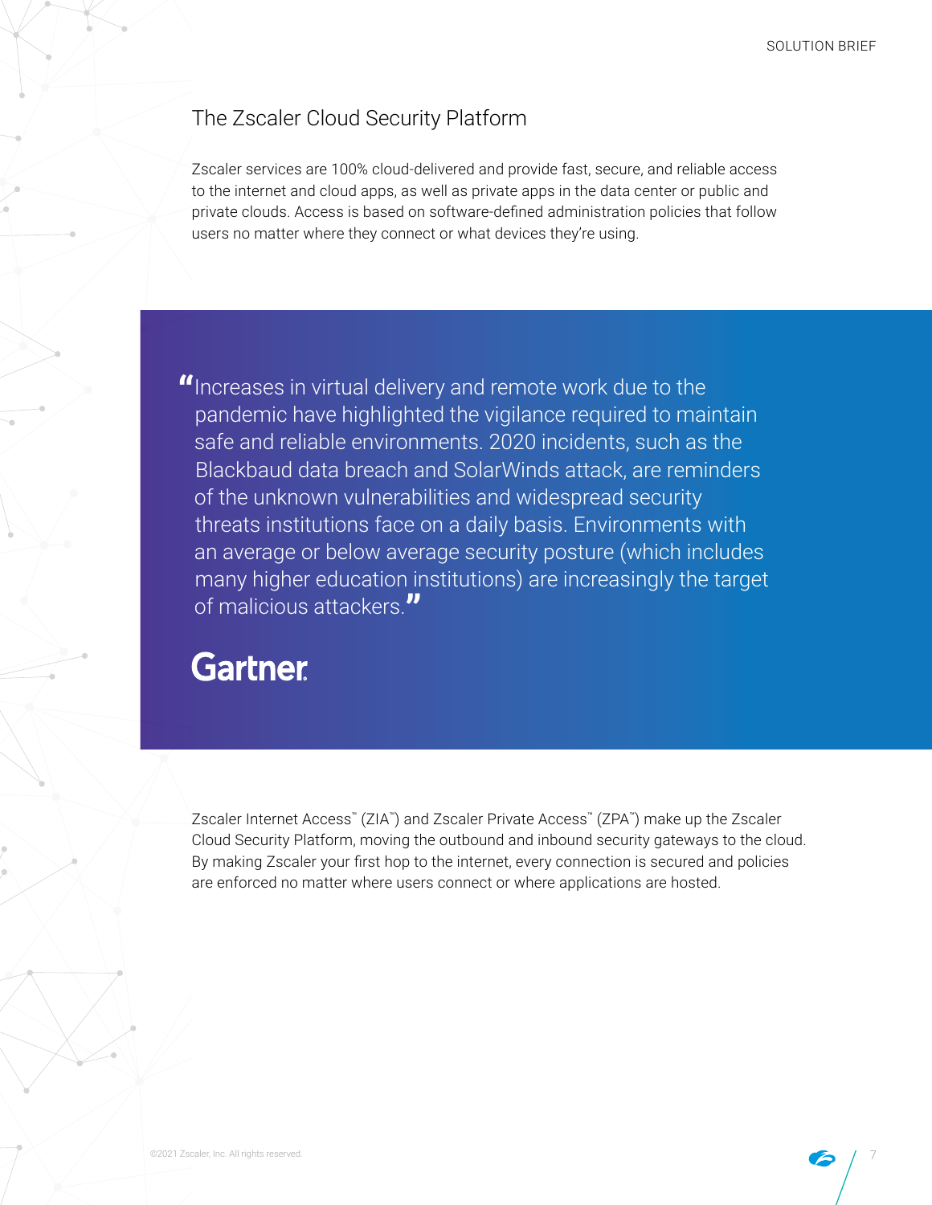## The Zscaler Cloud Security Platform

Zscaler services are 100% cloud-delivered and provide fast, secure, and reliable access to the internet and cloud apps, as well as private apps in the data center or public and private clouds. Access is based on software-defined administration policies that follow users no matter where they connect or what devices they're using.

> "Increases in virtual delivery and remote work due to the pandemic have highlighted the vigilance required to maintain safe and reliable environments. 2020 incidents, such as the Blackbaud data breach and SolarWinds attack, are reminders of the unknown vulnerabilities and widespread security threats institutions face on a daily basis. Environments with an average or below average security posture (which includes many higher education institutions) are increasingly the target of malicious attackers."
>
> Gartner

Zscaler Internet Access™ (ZIA™) and Zscaler Private Access™ (ZPA™) make up the Zscaler Cloud Security Platform, moving the outbound and inbound security gateways to the cloud. By making Zscaler your first hop to the internet, every connection is secured and policies are enforced no matter where users connect or where applications are hosted.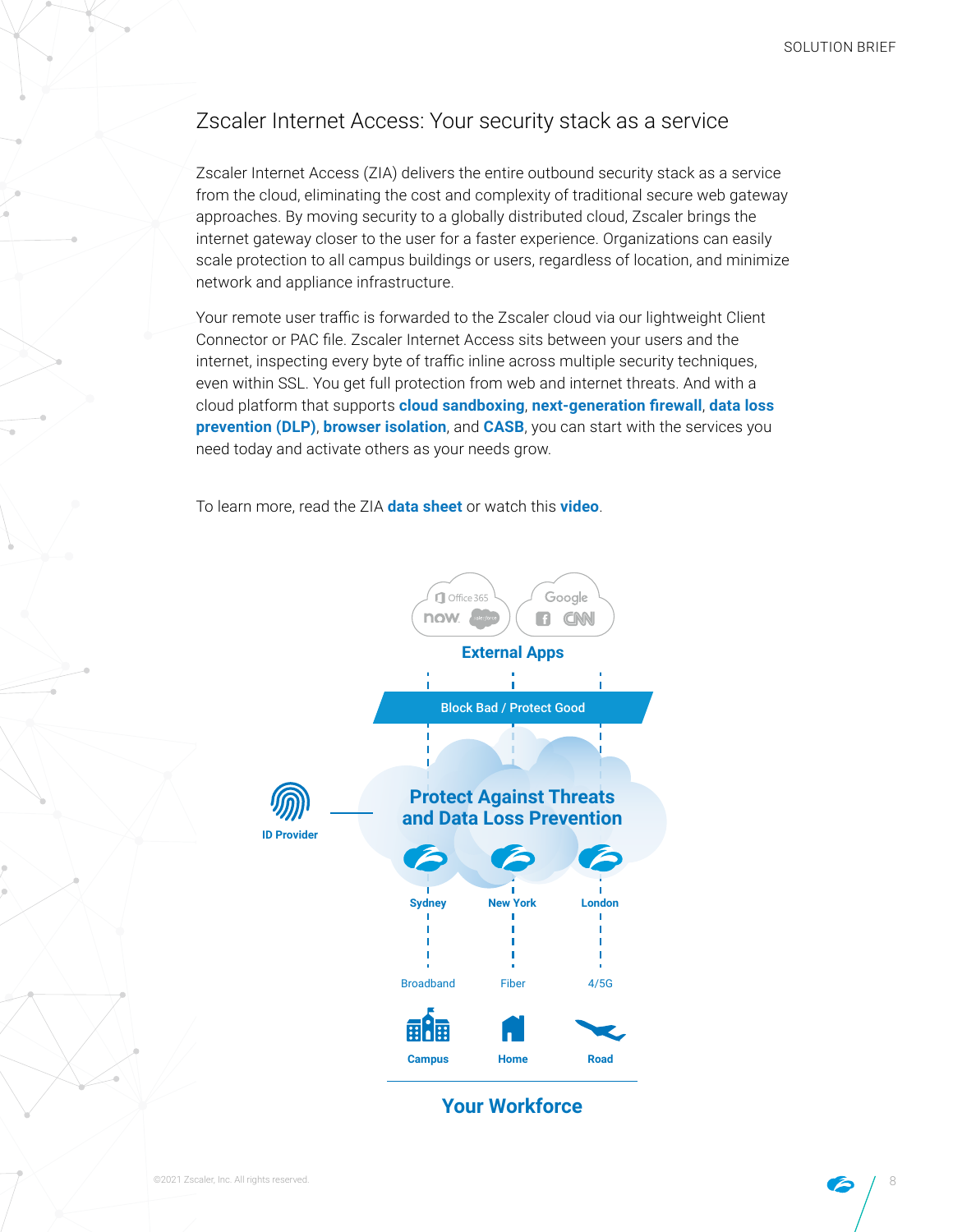## Zscaler Internet Access: Your security stack as a service

Zscaler Internet Access (ZIA) delivers the entire outbound security stack as a service from the cloud, eliminating the cost and complexity of traditional secure web gateway approaches. By moving security to a globally distributed cloud, Zscaler brings the internet gateway closer to the user for a faster experience. Organizations can easily scale protection to all campus buildings or users, regardless of location, and minimize network and appliance infrastructure.

Your remote user traffic is forwarded to the Zscaler cloud via our lightweight Client Connector or PAC file. Zscaler Internet Access sits between your users and the internet, inspecting every byte of traffic inline across multiple security techniques, even within SSL. You get full protection from web and internet threats. And with a cloud platform that supports **cloud sandboxing**, **next-generation firewall**, **data loss prevention (DLP)**, **browser isolation**, and **CASB**, you can start with the services you need today and activate others as your needs grow.

To learn more, read the ZIA **data sheet** or watch this **video**.

External Apps

Block Bad / Protect Good

ID Provider

Protect Against Threats and Data Loss Prevention

Sydney | New York | London

Broadband | Fiber | 4/5G

Campus | Home | Road

Your Workforce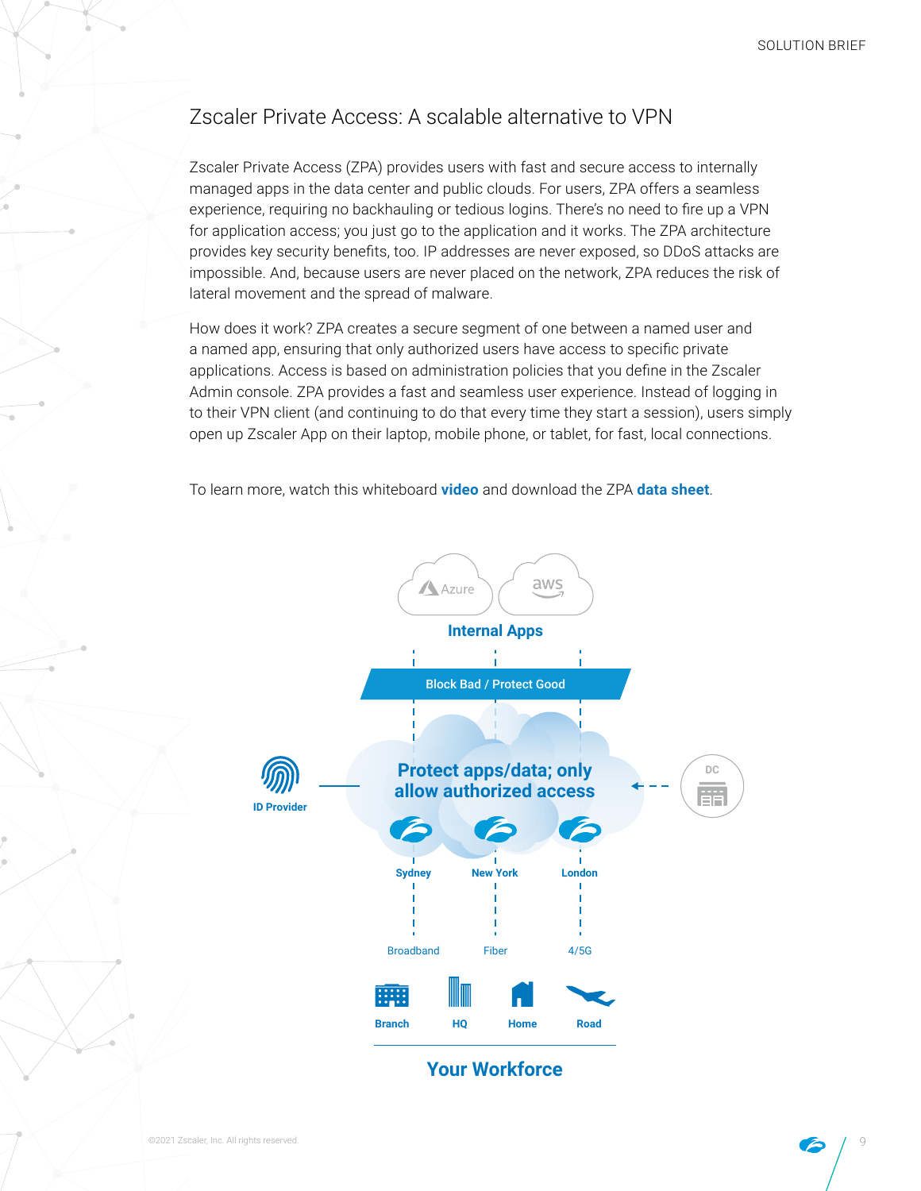# Zscaler Private Access: A scalable alternative to VPN

Zscaler Private Access (ZPA) provides users with fast and secure access to internally managed apps in the data center and public clouds. For users, ZPA offers a seamless experience, requiring no backhauling or tedious logins. There's no need to fire up a VPN for application access; you just go to the application and it works. The ZPA architecture provides key security benefits, too. IP addresses are never exposed, so DDoS attacks are impossible. And, because users are never placed on the network, ZPA reduces the risk of lateral movement and the spread of malware.

How does it work? ZPA creates a secure segment of one between a named user and a named app, ensuring that only authorized users have access to specific private applications. Access is based on administration policies that you define in the Zscaler Admin console. ZPA provides a fast and seamless user experience. Instead of logging in to their VPN client (and continuing to do that every time they start a session), users simply open up Zscaler App on their laptop, mobile phone, or tablet, for fast, local connections.

To learn more, watch this whiteboard **video** and download the ZPA **data sheet**.

Azure aws
Internal Apps
Block Bad / Protect Good
ID Provider
Protect apps/data; only allow authorized access
DC
Sydney New York London
Broadband Fiber 4/5G
Branch HQ Home Road
Your Workforce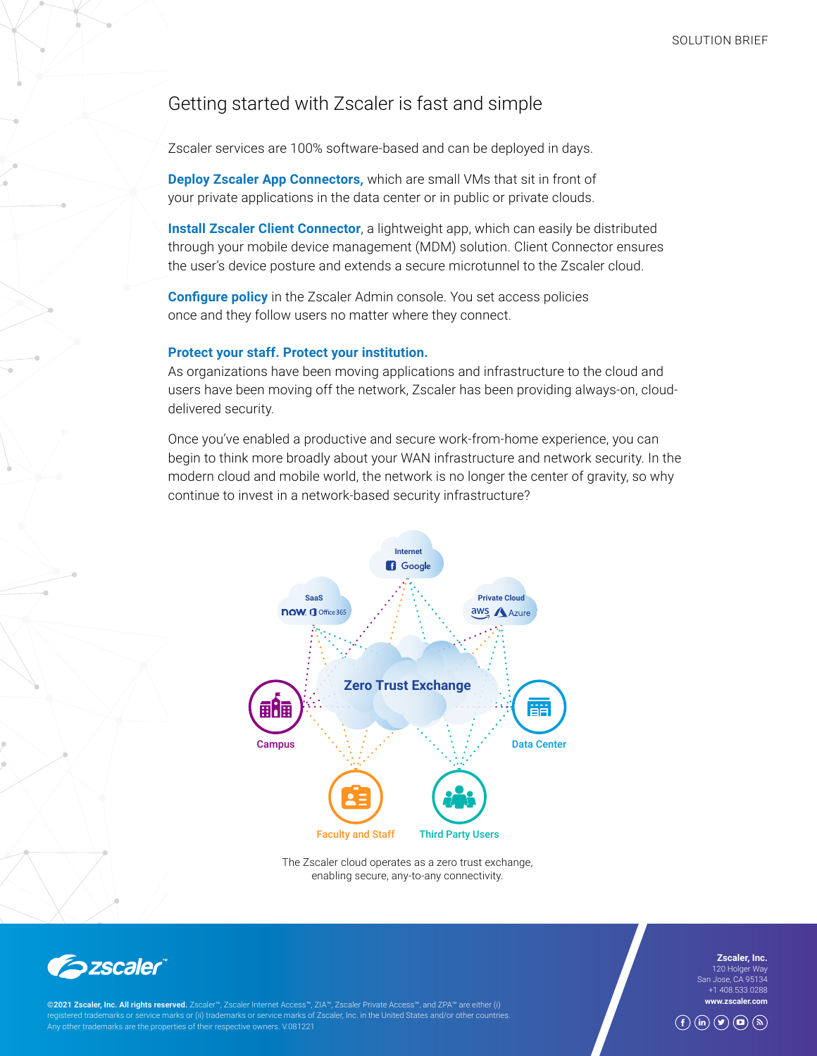# Getting started with Zscaler is fast and simple

Zscaler services are 100% software-based and can be deployed in days.

**Deploy Zscaler App Connectors,** which are small VMs that sit in front of your private applications in the data center or in public or private clouds.

**Install Zscaler Client Connector**, a lightweight app, which can easily be distributed through your mobile device management (MDM) solution. Client Connector ensures the user's device posture and extends a secure microtunnel to the Zscaler cloud.

**Configure policy** in the Zscaler Admin console. You set access policies once and they follow users no matter where they connect.

## Protect your staff. Protect your institution.

As organizations have been moving applications and infrastructure to the cloud and users have been moving off the network, Zscaler has been providing always-on, cloud-delivered security.

Once you've enabled a productive and secure work-from-home experience, you can begin to think more broadly about your WAN infrastructure and network security. In the modern cloud and mobile world, the network is no longer the center of gravity, so why continue to invest in a network-based security infrastructure?

Internet
Google
SaaS
now. Office 365
Private Cloud
aws Azure
Zero Trust Exchange
Campus
Data Center
Faculty and Staff
Third Party Users

The Zscaler cloud operates as a zero trust exchange, enabling secure, any-to-any connectivity.

zscaler

**©2021 Zscaler, Inc. All rights reserved.** Zscaler™, Zscaler Internet Access™, ZIA™, Zscaler Private Access™, and ZPA™ are either (i) registered trademarks or service marks or (ii) trademarks or service marks of Zscaler, Inc. in the United States and/or other countries. Any other trademarks are the properties of their respective owners. V.081221

**Zscaler, Inc.**
120 Holger Way
San Jose, CA 95134
+1 408.533.0288
**www.zscaler.com**